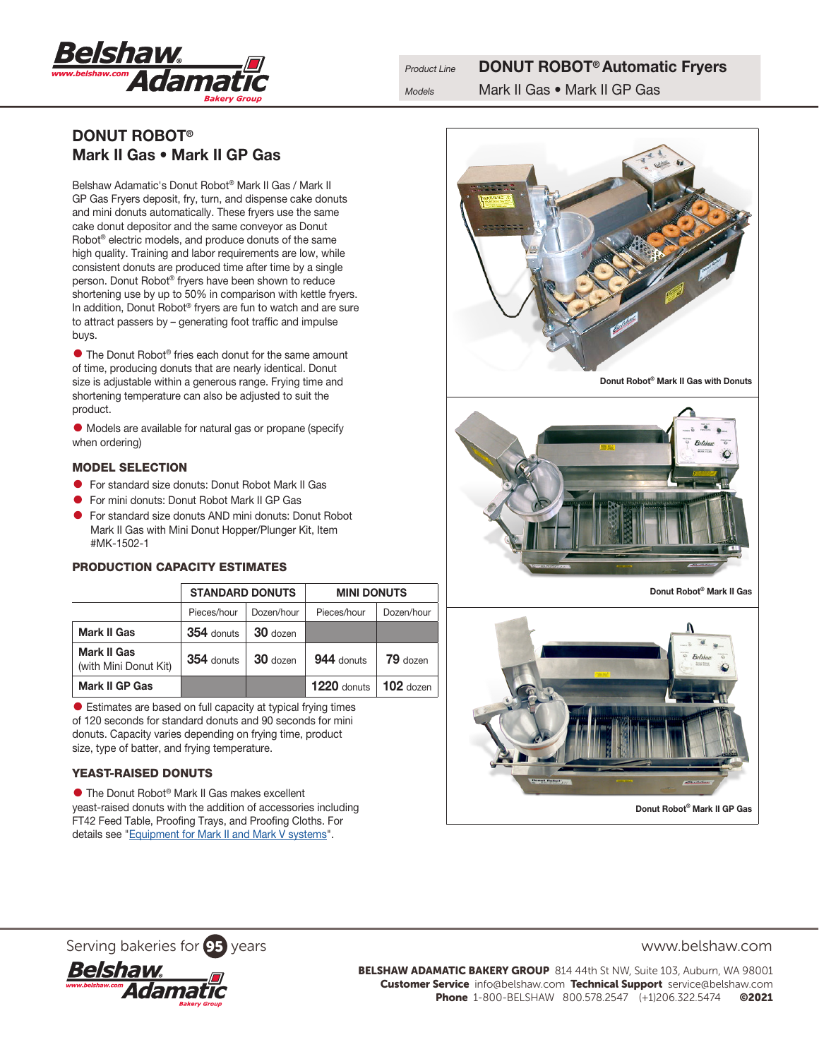| Product Line | DONUT ROBOT® Automatic Fryers |
|---|---|
| Models | Mark II Gas • Mark II GP Gas |

# DONUT ROBOT®
# Mark II Gas • Mark II GP Gas

Belshaw Adamatic's Donut Robot® Mark II Gas / Mark II GP Gas Fryers deposit, fry, turn, and dispense cake donuts and mini donuts automatically. These fryers use the same cake donut depositor and the same conveyor as Donut Robot® electric models, and produce donuts of the same high quality. Training and labor requirements are low, while consistent donuts are produced time after time by a single person. Donut Robot® fryers have been shown to reduce shortening use by up to 50% in comparison with kettle fryers. In addition, Donut Robot® fryers are fun to watch and are sure to attract passers by – generating foot traffic and impulse buys.

- The Donut Robot® fries each donut for the same amount of time, producing donuts that are nearly identical. Donut size is adjustable within a generous range. Frying time and shortening temperature can also be adjusted to suit the product.
- Models are available for natural gas or propane (specify when ordering)

## MODEL SELECTION

- For standard size donuts: Donut Robot Mark II Gas
- For mini donuts: Donut Robot Mark II GP Gas
- For standard size donuts AND mini donuts: Donut Robot Mark II Gas with Mini Donut Hopper/Plunger Kit, Item #MK-1502-1

## PRODUCTION CAPACITY ESTIMATES

| | STANDARD DONUTS | | MINI DONUTS | |
|---|---|---|---|---|
| | Pieces/hour | Dozen/hour | Pieces/hour | Dozen/hour |
| **Mark II Gas** | **354** donuts | **30** dozen | | |
| **Mark II Gas** (with Mini Donut Kit) | **354** donuts | **30** dozen | **944** donuts | **79** dozen |
| **Mark II GP Gas** | | | **1220** donuts | **102** dozen |

- Estimates are based on full capacity at typical frying times of 120 seconds for standard donuts and 90 seconds for mini donuts. Capacity varies depending on frying time, product size, type of batter, and frying temperature.

## YEAST-RAISED DONUTS

- The Donut Robot® Mark II Gas makes excellent yeast-raised donuts with the addition of accessories including FT42 Feed Table, Proofing Trays, and Proofing Cloths. For details see "Equipment for Mark II and Mark V systems".

**Donut Robot® Mark II Gas with Donuts**

**Donut Robot® Mark II Gas**

**Donut Robot® Mark II GP Gas**

Serving bakeries for 95 years

www.belshaw.com

**BELSHAW ADAMATIC BAKERY GROUP** 814 44th St NW, Suite 103, Auburn, WA 98001
**Customer Service** info@belshaw.com **Technical Support** service@belshaw.com
**Phone** 1-800-BELSHAW 800.578.2547 (+1)206.322.5474 **©2021**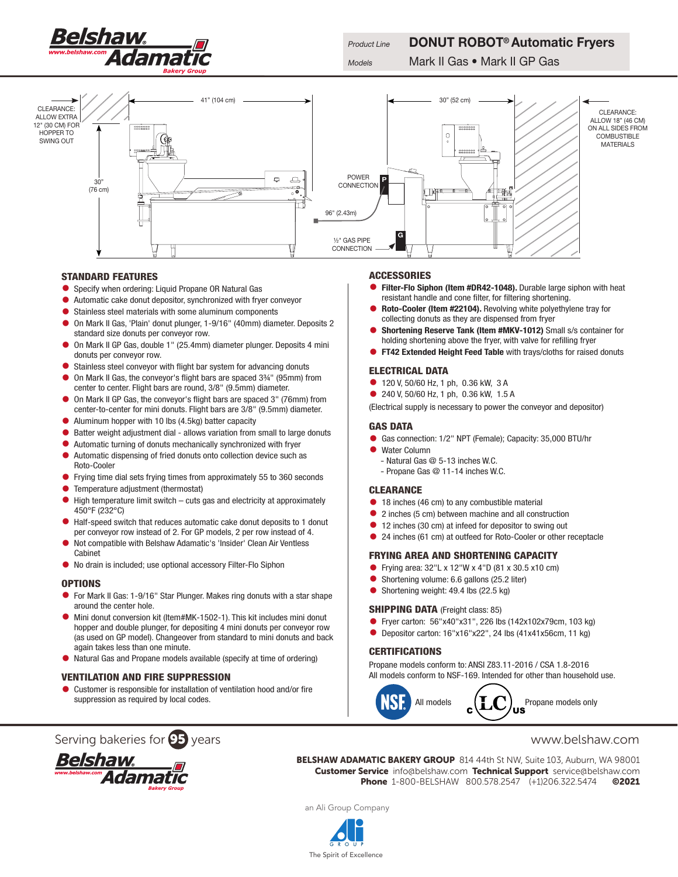Product Line **DONUT ROBOT® Automatic Fryers**

Models Mark II Gas • Mark II GP Gas

CLEARANCE: ALLOW EXTRA 12" (30 CM) FOR HOPPER TO SWING OUT

41" (104 cm)

30" (76 cm)

POWER CONNECTION

96" (2.43m)

½" GAS PIPE CONNECTION

30" (52 cm)

CLEARANCE: ALLOW 18" (46 CM) ON ALL SIDES FROM COMBUSTIBLE MATERIALS

## STANDARD FEATURES

- Specify when ordering: Liquid Propane OR Natural Gas
- Automatic cake donut depositor, synchronized with fryer conveyor
- Stainless steel materials with some aluminum components
- On Mark II Gas, 'Plain' donut plunger, 1-9/16" (40mm) diameter. Deposits 2 standard size donuts per conveyor row.
- On Mark II GP Gas, double 1" (25.4mm) diameter plunger. Deposits 4 mini donuts per conveyor row.
- Stainless steel conveyor with flight bar system for advancing donuts
- On Mark II Gas, the conveyor's flight bars are spaced 3¾" (95mm) from center to center. Flight bars are round, 3/8" (9.5mm) diameter.
- On Mark II GP Gas, the conveyor's flight bars are spaced 3" (76mm) from center-to-center for mini donuts. Flight bars are 3/8" (9.5mm) diameter.
- Aluminum hopper with 10 lbs (4.5kg) batter capacity
- Batter weight adjustment dial - allows variation from small to large donuts
- Automatic turning of donuts mechanically synchronized with fryer
- Automatic dispensing of fried donuts onto collection device such as Roto-Cooler
- Frying time dial sets frying times from approximately 55 to 360 seconds
- Temperature adjustment (thermostat)
- High temperature limit switch – cuts gas and electricity at approximately 450°F (232°C)
- Half-speed switch that reduces automatic cake donut deposits to 1 donut per conveyor row instead of 2. For GP models, 2 per row instead of 4.
- Not compatible with Belshaw Adamatic's 'Insider' Clean Air Ventless Cabinet
- No drain is included; use optional accessory Filter-Flo Siphon

## OPTIONS

- For Mark II Gas: 1-9/16" Star Plunger. Makes ring donuts with a star shape around the center hole.
- Mini donut conversion kit (Item#MK-1502-1). This kit includes mini donut hopper and double plunger, for depositing 4 mini donuts per conveyor row (as used on GP model). Changeover from standard to mini donuts and back again takes less than one minute.
- Natural Gas and Propane models available (specify at time of ordering)

## VENTILATION AND FIRE SUPPRESSION

- Customer is responsible for installation of ventilation hood and/or fire suppression as required by local codes.

## ACCESSORIES

- **Filter-Flo Siphon (Item #DR42-1048).** Durable large siphon with heat resistant handle and cone filter, for filtering shortening.
- **Roto-Cooler (Item #22104).** Revolving white polyethylene tray for collecting donuts as they are dispensed from fryer
- **Shortening Reserve Tank (Item #MKV-1012)** Small s/s container for holding shortening above the fryer, with valve for refilling fryer
- **FT42 Extended Height Feed Table** with trays/cloths for raised donuts

## ELECTRICAL DATA

- 120 V, 50/60 Hz, 1 ph, 0.36 kW, 3 A
- 240 V, 50/60 Hz, 1 ph, 0.36 kW, 1.5 A

(Electrical supply is necessary to power the conveyor and depositor)

## GAS DATA

- Gas connection: 1/2" NPT (Female); Capacity: 35,000 BTU/hr
- Water Column
  - Natural Gas @ 5-13 inches W.C.
  - Propane Gas @ 11-14 inches W.C.

## CLEARANCE

- 18 inches (46 cm) to any combustible material
- 2 inches (5 cm) between machine and all construction
- 12 inches (30 cm) at infeed for depositor to swing out
- 24 inches (61 cm) at outfeed for Roto-Cooler or other receptacle

## FRYING AREA AND SHORTENING CAPACITY

- Frying area: 32"L x 12"W x 4"D (81 x 30.5 x10 cm)
- Shortening volume: 6.6 gallons (25.2 liter)
- Shortening weight: 49.4 lbs (22.5 kg)

## SHIPPING DATA (Freight class: 85)

- Fryer carton: 56"x40"x31", 226 lbs (142x102x79cm, 103 kg)
- Depositor carton: 16"x16"x22", 24 lbs (41x41x56cm, 11 kg)

## CERTIFICATIONS

Propane models conform to: ANSI Z83.11-2016 / CSA 1.8-2016
All models conform to NSF-169. Intended for other than household use.

NSF All models    c LC us Propane models only

Serving bakeries for 95 years

www.belshaw.com

**BELSHAW ADAMATIC BAKERY GROUP** 814 44th St NW, Suite 103, Auburn, WA 98001
**Customer Service** info@belshaw.com **Technical Support** service@belshaw.com
**Phone** 1-800-BELSHAW 800.578.2547 (+1)206.322.5474 **©2021**

an Ali Group Company

The Spirit of Excellence